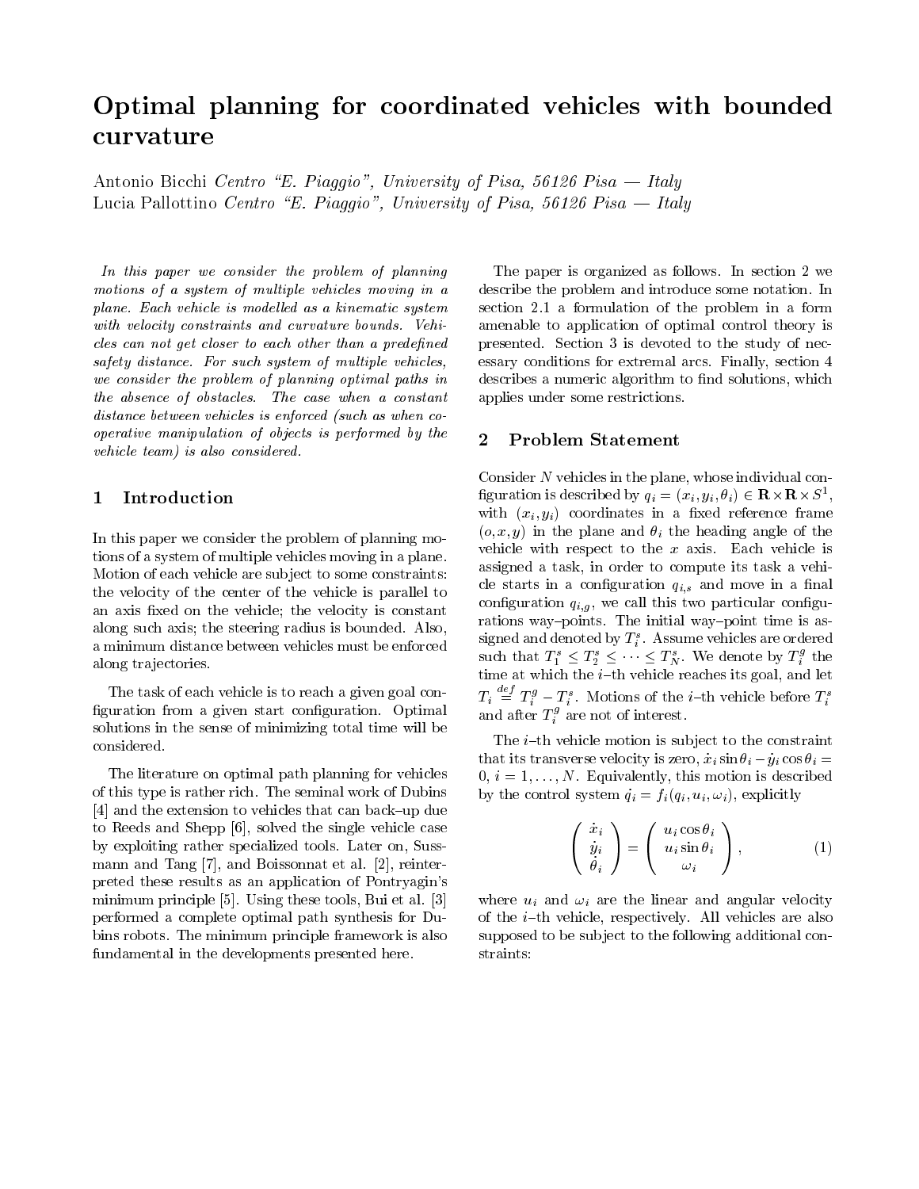# Optimal planning for coordinated vehicles with bounded curvature

Antonio Bicchi *Centro "E. Piaggio", University of Pisa, 56126 Pisa — Italy*
Lucia Pallottino *Centro "E. Piaggio", University of Pisa, 56126 Pisa — Italy*

*In this paper we consider the problem of planning motions of a system of multiple vehicles moving in a plane. Each vehicle is modelled as a kinematic system with velocity constraints and curvature bounds. Vehicles can not get closer to each other than a predefined safety distance. For such system of multiple vehicles, we consider the problem of planning optimal paths in the absence of obstacles. The case when a constant distance between vehicles is enforced (such as when cooperative manipulation of objects is performed by the vehicle team) is also considered.*

## 1 Introduction

In this paper we consider the problem of planning motions of a system of multiple vehicles moving in a plane. Motion of each vehicle are subject to some constraints: the velocity of the center of the vehicle is parallel to an axis fixed on the vehicle; the velocity is constant along such axis; the steering radius is bounded. Also, a minimum distance between vehicles must be enforced along trajectories.

The task of each vehicle is to reach a given goal configuration from a given start configuration. Optimal solutions in the sense of minimizing total time will be considered.

The literature on optimal path planning for vehicles of this type is rather rich. The seminal work of Dubins [4] and the extension to vehicles that can back–up due to Reeds and Shepp [6], solved the single vehicle case by exploiting rather specialized tools. Later on, Sussmann and Tang [7], and Boissonnat et al. [2], reinterpreted these results as an application of Pontryagin's minimum principle [5]. Using these tools, Bui et al. [3] performed a complete optimal path synthesis for Dubins robots. The minimum principle framework is also fundamental in the developments presented here.

The paper is organized as follows. In section 2 we describe the problem and introduce some notation. In section 2.1 a formulation of the problem in a form amenable to application of optimal control theory is presented. Section 3 is devoted to the study of necessary conditions for extremal arcs. Finally, section 4 describes a numeric algorithm to find solutions, which applies under some restrictions.

## 2 Problem Statement

Consider $N$ vehicles in the plane, whose individual configuration is described by $q_i = (x_i, y_i, \theta_i) \in \mathbf{R} \times \mathbf{R} \times S^1$, with $(x_i, y_i)$ coordinates in a fixed reference frame $(o, x, y)$ in the plane and $\theta_i$ the heading angle of the vehicle with respect to the $x$ axis. Each vehicle is assigned a task, in order to compute its task a vehicle starts in a configuration $q_{i,s}$ and move in a final configuration $q_{i,g}$, we call this two particular configurations way–points. The initial way–point time is assigned and denoted by $T_i^s$. Assume vehicles are ordered such that $T_1^s \leq T_2^s \leq \cdots \leq T_N^s$. We denote by $T_i^g$ the time at which the $i$–th vehicle reaches its goal, and let $T_i \stackrel{def}{=} T_i^g - T_i^s$. Motions of the $i$–th vehicle before $T_i^s$ and after $T_i^g$ are not of interest.

The $i$–th vehicle motion is subject to the constraint that its transverse velocity is zero, $\dot{x}_i \sin\theta_i - \dot{y}_i \cos\theta_i = 0$, $i = 1, \ldots, N$. Equivalently, this motion is described by the control system $\dot{q}_i = f_i(q_i, u_i, \omega_i)$, explicitly

$$\begin{pmatrix} \dot{x}_i \\ \dot{y}_i \\ \dot{\theta}_i \end{pmatrix} = \begin{pmatrix} u_i \cos\theta_i \\ u_i \sin\theta_i \\ \omega_i \end{pmatrix}, \qquad (1)$$

where $u_i$ and $\omega_i$ are the linear and angular velocity of the $i$–th vehicle, respectively. All vehicles are also supposed to be subject to the following additional constraints: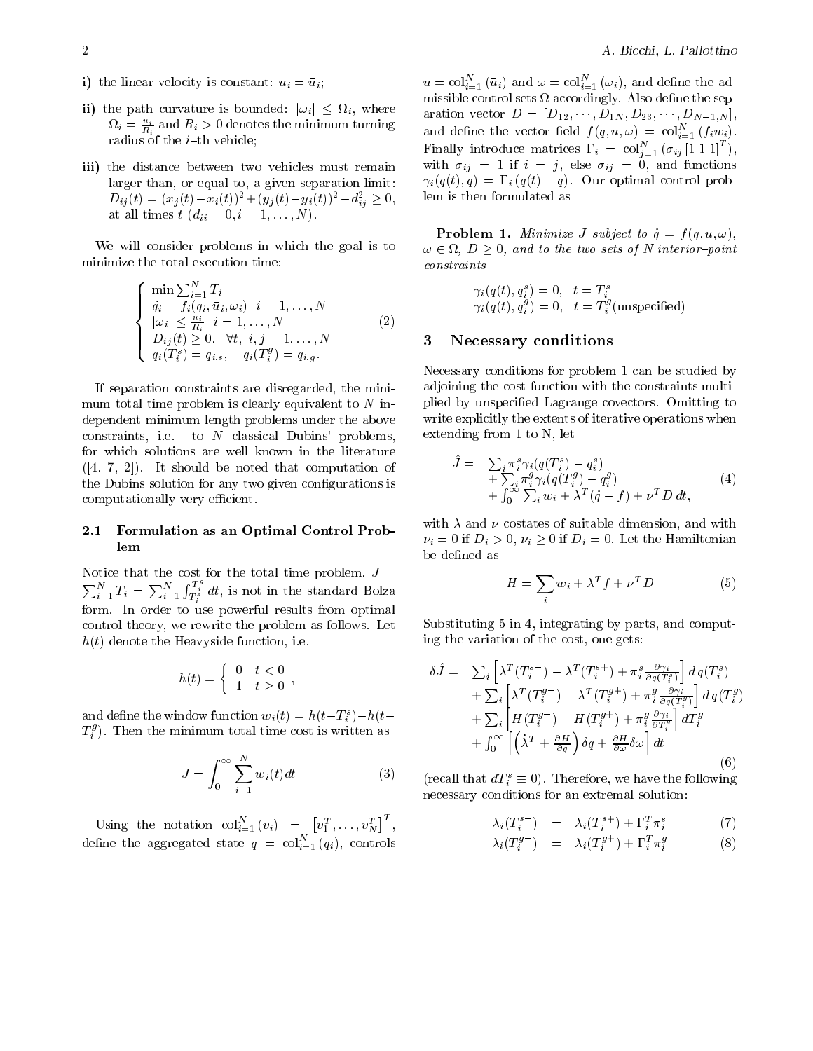**i)** the linear velocity is constant: $u_i = \bar{u}_i$;

**ii)** the path curvature is bounded: $|\omega_i| \leq \Omega_i$, where $\Omega_i = \frac{\bar{u}_i}{R_i}$ and $R_i > 0$ denotes the minimum turning radius of the $i$–th vehicle;

**iii)** the distance between two vehicles must remain larger than, or equal to, a given separation limit: $D_{ij}(t) = (x_j(t) - x_i(t))^2 + (y_j(t) - y_i(t))^2 - d_{ij}^2 \geq 0$, at all times $t$ ($d_{ii} = 0, i = 1, \ldots, N$).

We will consider problems in which the goal is to minimize the total execution time:

$$
\left\{ \begin{array}{l} \min \sum_{i=1}^{N} T_i \\ \dot{q}_i = f_i(q_i, \bar{u}_i, \omega_i) \quad i = 1, \ldots, N \\ |\omega_i| \leq \frac{\bar{u}_i}{R_i} \quad i = 1, \ldots, N \\ D_{ij}(t) \geq 0, \quad \forall t, \ i,j = 1, \ldots, N \\ q_i(T_i^s) = q_{i,s}, \quad q_i(T_i^g) = q_{i,g}. \end{array} \right. \tag{2}
$$

If separation constraints are disregarded, the minimum total time problem is clearly equivalent to $N$ independent minimum length problems under the above constraints, i.e. to $N$ classical Dubins' problems, for which solutions are well known in the literature ([4, 7, 2]). It should be noted that computation of the Dubins solution for any two given configurations is computationally very efficient.

### 2.1 Formulation as an Optimal Control Problem

Notice that the cost for the total time problem, $J = \sum_{i=1}^{N} T_i = \sum_{i=1}^{N} \int_{T_i^s}^{T_i^g} dt$, is not in the standard Bolza form. In order to use powerful results from optimal control theory, we rewrite the problem as follows. Let $h(t)$ denote the Heavyside function, i.e.

$$
h(t) = \left\{ \begin{array}{ll} 0 & t < 0 \\ 1 & t \geq 0 \end{array} \right. ,
$$

and define the window function $w_i(t) = h(t - T_i^s) - h(t - T_i^g)$. Then the minimum total time cost is written as

$$
J = \int_0^{\infty} \sum_{i=1}^{N} w_i(t) dt \tag{3}
$$

Using the notation $\text{col}_{i=1}^{N}(v_i) = \left[v_1^T, \ldots, v_N^T\right]^T$, define the aggregated state $q = \text{col}_{i=1}^{N}(q_i)$, controls $u = \text{col}_{i=1}^{N}(\bar{u}_i)$ and $\omega = \text{col}_{i=1}^{N}(\omega_i)$, and define the admissible control sets $\Omega$ accordingly. Also define the separation vector $D = [D_{12}, \cdots, D_{1N}, D_{23}, \cdots, D_{N-1,N}]$, and define the vector field $f(q, u, \omega) = \text{col}_{i=1}^{N}(f_i w_i)$. Finally introduce matrices $\Gamma_i = \text{col}_{j=1}^{N}(\sigma_{ij} [1\ 1\ 1]^T)$, with $\sigma_{ij} = 1$ if $i = j$, else $\sigma_{ij} = 0$, and functions $\gamma_i(q(t), \bar{q}) = \Gamma_i(q(t) - \bar{q})$. Our optimal control problem is then formulated as

**Problem 1.** *Minimize $J$ subject to $\dot{q} = f(q, u, \omega)$, $\omega \in \Omega$, $D \geq 0$, and to the two sets of $N$ interior–point constraints*

$$
\begin{array}{l} \gamma_i(q(t), q_i^s) = 0, \quad t = T_i^s \\ \gamma_i(q(t), q_i^g) = 0, \quad t = T_i^g (\text{unspecified}) \end{array}
$$

## 3 Necessary conditions

Necessary conditions for problem 1 can be studied by adjoining the cost function with the constraints multiplied by unspecified Lagrange covectors. Omitting to write explicitly the extents of iterative operations when extending from 1 to N, let

$$
\begin{array}{rl} \hat{J} = & \sum_i \pi_i^s \gamma_i(q(T_i^s) - q_i^s) \\ & + \sum_i \pi_i^g \gamma_i(q(T_i^g) - q_i^g) \\ & + \int_0^{\infty} \sum_i w_i + \lambda^T(\dot{q} - f) + \nu^T D \, dt, \end{array} \tag{4}
$$

with $\lambda$ and $\nu$ costates of suitable dimension, and with $\nu_i = 0$ if $D_i > 0$, $\nu_i \geq 0$ if $D_i = 0$. Let the Hamiltonian be defined as

$$
H = \sum_i w_i + \lambda^T f + \nu^T D \tag{5}
$$

Substituting 5 in 4, integrating by parts, and computing the variation of the cost, one gets:

$$
\begin{array}{rl} \delta \hat{J} = & \sum_i \left[ \lambda^T(T_i^{s-}) - \lambda^T(T_i^{s+}) + \pi_i^s \frac{\partial \gamma_i}{\partial q(T_i^s)} \right] d\, q(T_i^s) \\ & + \sum_i \left[ \lambda^T(T_i^{g-}) - \lambda^T(T_i^{g+}) + \pi_i^g \frac{\partial \gamma_i}{\partial q(T_i^g)} \right] d\, q(T_i^g) \\ & + \sum_i \left[ H(T_i^{g-}) - H(T_i^{g+}) + \pi_i^g \frac{\partial \gamma_i}{\partial T_i^g} \right] dT_i^g \\ & + \int_0^{\infty} \left[ \left( \dot{\lambda}^T + \frac{\partial H}{\partial q} \right) \delta q + \frac{\partial H}{\partial \omega} \delta \omega \right] dt \end{array} \tag{6}
$$

(recall that $dT_i^s \equiv 0$). Therefore, we have the following necessary conditions for an extremal solution:

$$
\lambda_i(T_i^{s-}) = \lambda_i(T_i^{s+}) + \Gamma_i^T \pi_i^s \tag{7}
$$

$$
\lambda_i(T_i^{g-}) = \lambda_i(T_i^{g+}) + \Gamma_i^T \pi_i^g \tag{8}
$$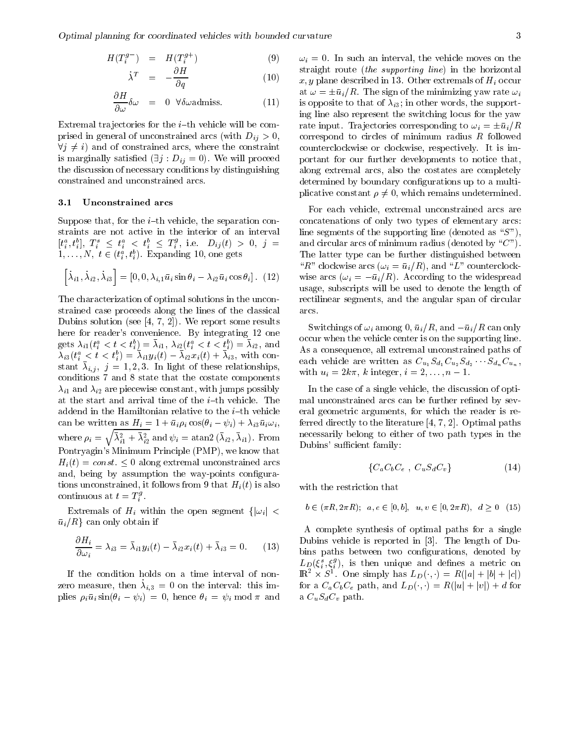$$H(T_i^{g-}) = H(T_i^{g+}) \tag{9}$$

$$\dot{\lambda}^T = -\frac{\partial H}{\partial q} \tag{10}$$

$$\frac{\partial H}{\partial \omega}\delta\omega = 0 \ \ \forall \delta\omega \text{admiss.} \tag{11}$$

Extremal trajectories for the $i$–th vehicle will be comprised in general of unconstrained arcs (with $D_{ij} > 0$, $\forall j \neq i$) and of constrained arcs, where the constraint is marginally satisfied ($\exists j : D_{ij} = 0$). We will proceed the discussion of necessary conditions by distinguishing constrained and unconstrained arcs.

### 3.1 Unconstrained arcs

Suppose that, for the $i$–th vehicle, the separation constraints are not active in the interior of an interval $[t_i^a, t_i^b]$, $T_i^s \leq t_i^a < t_i^b \leq T_i^g$, i.e. $D_{ij}(t) > 0$, $j = 1, \ldots, N$, $t \in (t_i^a, t_i^b)$. Expanding 10, one gets

$$\left[\dot{\lambda}_{i1}, \dot{\lambda}_{i2}, \dot{\lambda}_{i3}\right] = [0, 0, \lambda_{i,1}\bar{u}_i \sin\theta_i - \lambda_{i2}\bar{u}_i\cos\theta_i]. \tag{12}$$

The characterization of optimal solutions in the unconstrained case proceeds along the lines of the classical Dubins solution (see [4, 7, 2]). We report some results here for reader's convenience. By integrating 12 one gets $\lambda_{i1}(t_i^a < t < t_i^b) = \bar{\lambda}_{i1}$, $\lambda_{i2}(t_i^a < t < t_i^b) = \bar{\lambda}_{i2}$, and $\lambda_{i3}(t_i^a < t < t_i^b) = \bar{\lambda}_{i1} y_i(t) - \bar{\lambda}_{i2} x_i(t) + \bar{\lambda}_{i3}$, with constant $\bar{\lambda}_{i,j}$, $j = 1, 2, 3$. In light of these relationships, conditions 7 and 8 state that the costate components $\lambda_{i1}$ and $\lambda_{i2}$ are piecewise constant, with jumps possibly at the start and arrival time of the $i$–th vehicle. The addend in the Hamiltonian relative to the $i$–th vehicle can be written as $H_i = 1 + \bar{u}_i\rho_i\cos(\theta_i - \psi_i) + \lambda_{i3}\bar{u}_i\omega_i$, where $\rho_i = \sqrt{\bar{\lambda}_{i1}^2 + \bar{\lambda}_{i2}^2}$ and $\psi_i = \text{atan2}\,(\bar{\lambda}_{i2}, \bar{\lambda}_{i1})$. From Pontryagin's Minimum Principle (PMP), we know that $H_i(t) = const. \leq 0$ along extremal unconstrained arcs and, being by assumption the way-points configurations unconstrained, it follows from 9 that $H_i(t)$ is also continuous at $t = T_i^g$.

Extremals of $H_i$ within the open segment $\{|\omega_i| < \bar{u}_i/R\}$ can only obtain if

$$\frac{\partial H_i}{\partial \omega_i} = \lambda_{i3} = \bar{\lambda}_{i1} y_i(t) - \bar{\lambda}_{i2} x_i(t) + \bar{\lambda}_{i3} = 0. \tag{13}$$

If the condition holds on a time interval of nonzero measure, then $\dot{\lambda}_{i,3} = 0$ on the interval: this implies $\rho_i\bar{u}_i\sin(\theta_i - \psi_i) = 0$, hence $\theta_i = \psi_i \bmod \pi$ and $\omega_i = 0$. In such an interval, the vehicle moves on the straight route (*the supporting line*) in the horizontal $x, y$ plane described in 13. Other extremals of $H_i$ occur at $\omega = \pm\bar{u}_i/R$. The sign of the minimizing yaw rate $\omega_i$ is opposite to that of $\lambda_{i3}$; in other words, the supporting line also represent the switching locus for the yaw rate input. Trajectories corresponding to $\omega_i = \pm\bar{u}_i/R$ correspond to circles of minimum radius $R$ followed counterclockwise or clockwise, respectively. It is important for our further developments to notice that, along extremal arcs, also the costates are completely determined by boundary configurations up to a multiplicative constant $\rho \neq 0$, which remains undetermined.

For each vehicle, extremal unconstrained arcs are concatenations of only two types of elementary arcs: line segments of the supporting line (denoted as "$S$"), and circular arcs of minimum radius (denoted by "$C$"). The latter type can be further distinguished between "$R$" clockwise arcs ($\omega_i = \bar{u}_i/R$), and "$L$" counterclockwise arcs ($\omega_i = -\bar{u}_i/R$). According to the widespread usage, subscripts will be used to denote the length of rectilinear segments, and the angular span of circular arcs.

Switchings of $\omega_i$ among $0$, $\bar{u}_i/R$, and $-\bar{u}_i/R$ can only occur when the vehicle center is on the supporting line. As a consequence, all extremal unconstrained paths of each vehicle are written as $C_{u_1}S_{d_1}C_{u_2}S_{d_2}\cdots S_{d_n}C_{u_n}$, with $u_i = 2k\pi$, $k$ integer, $i = 2, \ldots, n-1$.

In the case of a single vehicle, the discussion of optimal unconstrained arcs can be further refined by several geometric arguments, for which the reader is referred directly to the literature [4, 7, 2]. Optimal paths necessarily belong to either of two path types in the Dubins' sufficient family:

$$\{C_aC_bC_e\ ,\ C_uS_dC_v\} \tag{14}$$

with the restriction that

$$b \in (\pi R, 2\pi R);\ \ a, e \in [0, b],\ \ u, v \in [0, 2\pi R),\ \ d \geq 0 \tag{15}$$

A complete synthesis of optimal paths for a single Dubins vehicle is reported in [3]. The length of Dubins paths between two configurations, denoted by $L_D(\xi_i^s, \xi_i^g)$, is then unique and defines a metric on $\mathbb{R}^2 \times S^1$. One simply has $L_D(\cdot,\cdot) = R(|a| + |b| + |c|)$ for a $C_aC_bC_e$ path, and $L_D(\cdot,\cdot) = R(|u| + |v|) + d$ for a $C_uS_dC_v$ path.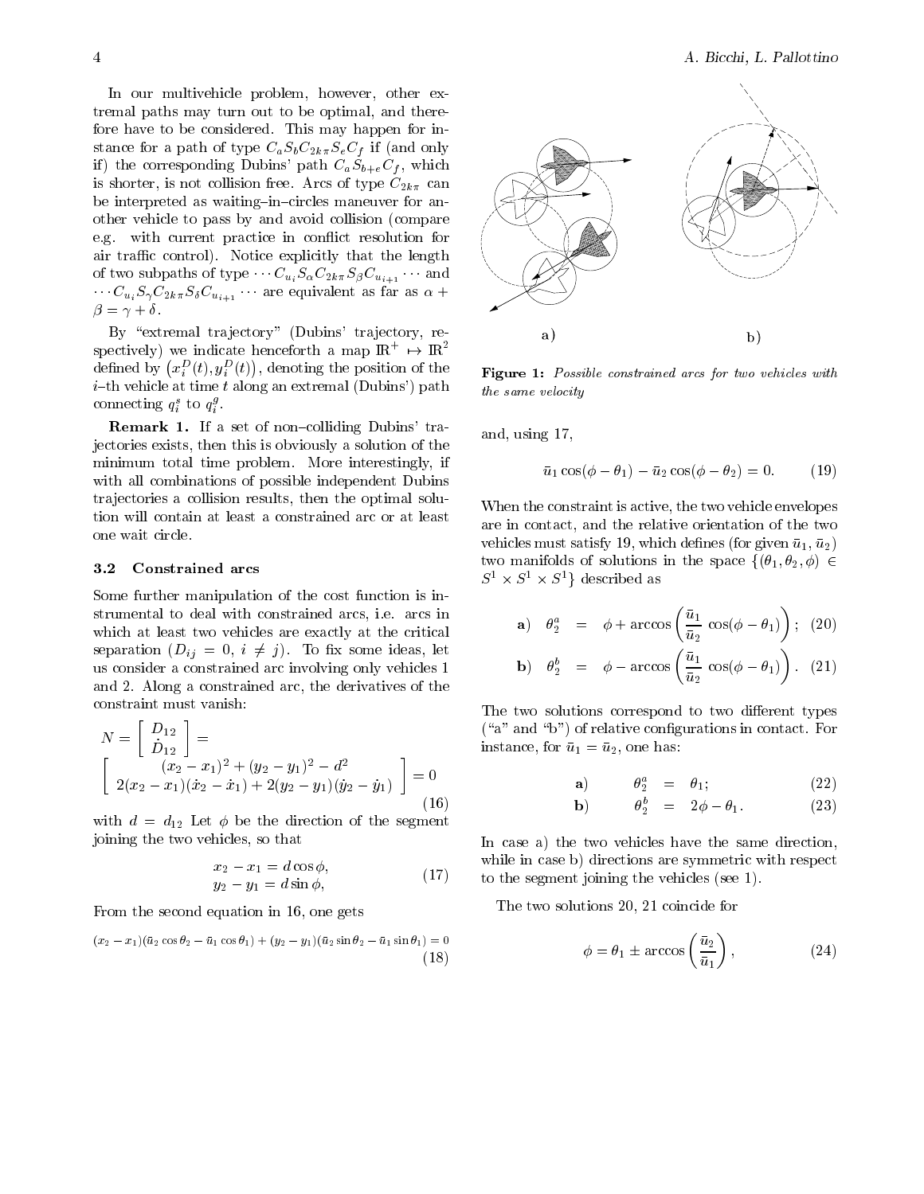In our multivehicle problem, however, other extremal paths may turn out to be optimal, and therefore have to be considered. This may happen for instance for a path of type $C_a S_b C_{2k\pi} S_e C_f$ if (and only if) the corresponding Dubins' path $C_a S_{b+e} C_f$, which is shorter, is not collision free. Arcs of type $C_{2k\pi}$ can be interpreted as waiting–in–circles maneuver for another vehicle to pass by and avoid collision (compare e.g. with current practice in conflict resolution for air traffic control). Notice explicitly that the length of two subpaths of type $\cdots C_{u_i} S_\alpha C_{2k\pi} S_\beta C_{u_{i+1}} \cdots$ and $\cdots C_{u_i} S_\gamma C_{2k\pi} S_\delta C_{u_{i+1}} \cdots$ are equivalent as far as $\alpha + \beta = \gamma + \delta$.

By "extremal trajectory" (Dubins' trajectory, respectively) we indicate henceforth a map $\mathbb{R}^+ \mapsto \mathbb{R}^2$ defined by $\left(x_i^D(t), y_i^D(t)\right)$, denoting the position of the $i$–th vehicle at time $t$ along an extremal (Dubins') path connecting $q_i^s$ to $q_i^g$.

**Remark 1.** If a set of non–colliding Dubins' trajectories exists, then this is obviously a solution of the minimum total time problem. More interestingly, if with all combinations of possible independent Dubins trajectories a collision results, then the optimal solution will contain at least a constrained arc or at least one wait circle.

### 3.2 Constrained arcs

Some further manipulation of the cost function is instrumental to deal with constrained arcs, i.e. arcs in which at least two vehicles are exactly at the critical separation ($D_{ij} = 0$, $i \neq j$). To fix some ideas, let us consider a constrained arc involving only vehicles 1 and 2. Along a constrained arc, the derivatives of the constraint must vanish:

$$N = \begin{bmatrix} D_{12} \\ \dot{D}_{12} \end{bmatrix} = \begin{bmatrix} (x_2 - x_1)^2 + (y_2 - y_1)^2 - d^2 \\ 2(x_2 - x_1)(\dot{x}_2 - \dot{x}_1) + 2(y_2 - y_1)(\dot{y}_2 - \dot{y}_1) \end{bmatrix} = 0 \quad (16)$$

with $d = d_{12}$ Let $\phi$ be the direction of the segment joining the two vehicles, so that

$$\begin{aligned} x_2 - x_1 &= d\cos\phi, \\ y_2 - y_1 &= d\sin\phi, \end{aligned} \quad (17)$$

From the second equation in 16, one gets

$$(x_2 - x_1)(\bar{u}_2 \cos\theta_2 - \bar{u}_1 \cos\theta_1) + (y_2 - y_1)(\bar{u}_2 \sin\theta_2 - \bar{u}_1 \sin\theta_1) = 0 \quad (18)$$

**Figure 1:** *Possible constrained arcs for two vehicles with the same velocity*

and, using 17,

$$\bar{u}_1 \cos(\phi - \theta_1) - \bar{u}_2 \cos(\phi - \theta_2) = 0. \quad (19)$$

When the constraint is active, the two vehicle envelopes are in contact, and the relative orientation of the two vehicles must satisfy 19, which defines (for given $\bar{u}_1, \bar{u}_2$) two manifolds of solutions in the space $\{(\theta_1, \theta_2, \phi) \in S^1 \times S^1 \times S^1\}$ described as

$$\textbf{a)} \quad \theta_2^a = \phi + \arccos\left(\frac{\bar{u}_1}{\bar{u}_2}\cos(\phi - \theta_1)\right); \quad (20)$$

$$\textbf{b)} \quad \theta_2^b = \phi - \arccos\left(\frac{\bar{u}_1}{\bar{u}_2}\cos(\phi - \theta_1)\right). \quad (21)$$

The two solutions correspond to two different types ("a" and "b") of relative configurations in contact. For instance, for $\bar{u}_1 = \bar{u}_2$, one has:

$$\textbf{a)} \quad \theta_2^a = \theta_1; \quad (22)$$

$$\textbf{b)} \quad \theta_2^b = 2\phi - \theta_1. \quad (23)$$

In case a) the two vehicles have the same direction, while in case b) directions are symmetric with respect to the segment joining the vehicles (see 1).

The two solutions 20, 21 coincide for

$$\phi = \theta_1 \pm \arccos\left(\frac{\bar{u}_2}{\bar{u}_1}\right), \quad (24)$$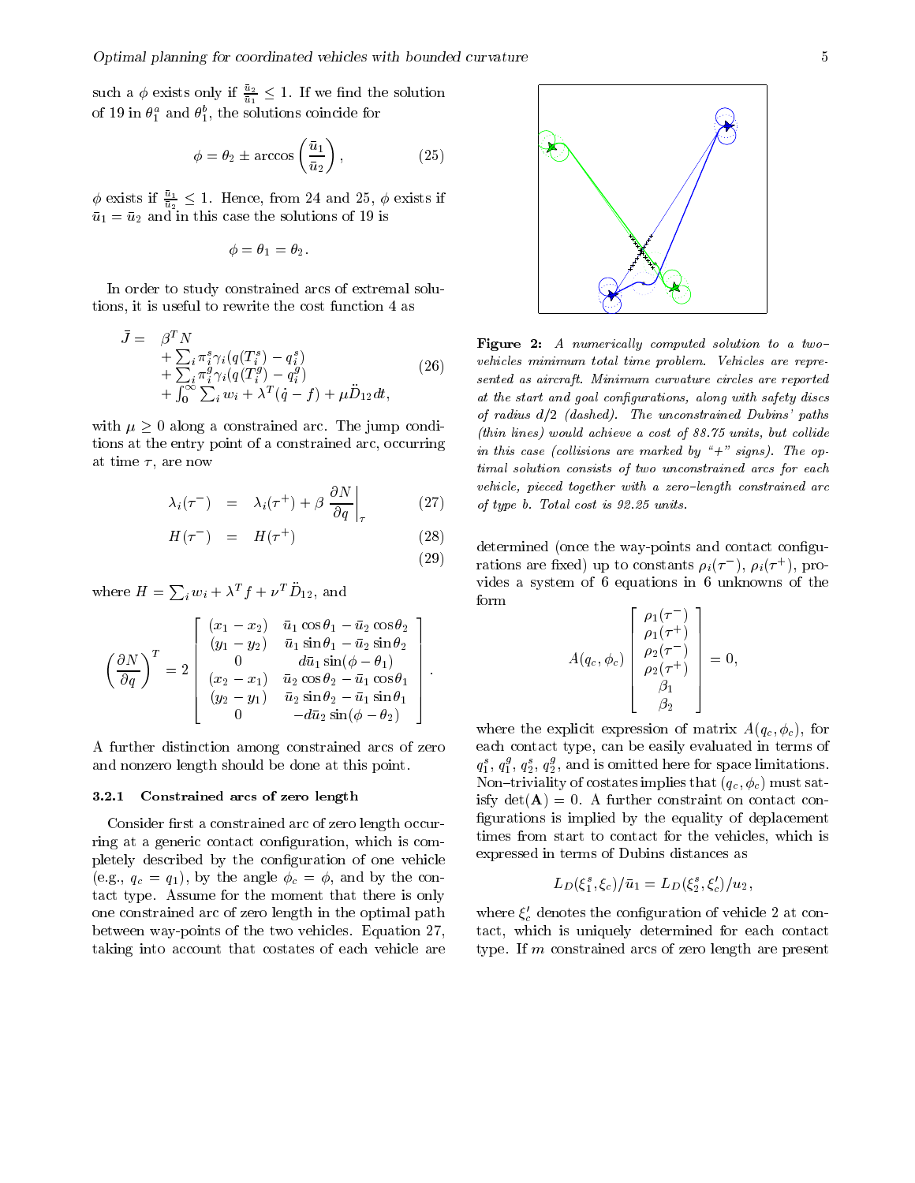such a $\phi$ exists only if $\frac{\bar{u}_2}{\bar{u}_1} \leq 1$. If we find the solution of 19 in $\theta_1^a$ and $\theta_1^b$, the solutions coincide for

$$\phi = \theta_2 \pm \arccos\left(\frac{\bar{u}_1}{\bar{u}_2}\right), \tag{25}$$

$\phi$ exists if $\frac{\bar{u}_1}{\bar{u}_2} \leq 1$. Hence, from 24 and 25, $\phi$ exists if $\bar{u}_1 = \bar{u}_2$ and in this case the solutions of 19 is

$$\phi = \theta_1 = \theta_2.$$

In order to study constrained arcs of extremal solutions, it is useful to rewrite the cost function 4 as

$$\begin{aligned} \bar{J} = \; & \beta^T N \\ & + \sum_i \pi_i^s \gamma_i(q(T_i^s) - q_i^s) \\ & + \sum_i \pi_i^g \gamma_i(q(T_i^g) - q_i^g) \\ & + \int_0^\infty \sum_i w_i + \lambda^T(\dot{q} - f) + \mu \ddot{D}_{12} dt, \end{aligned} \tag{26}$$

with $\mu \geq 0$ along a constrained arc. The jump conditions at the entry point of a constrained arc, occurring at time $\tau$, are now

$$\lambda_i(\tau^-) = \lambda_i(\tau^+) + \beta \left.\frac{\partial N}{\partial q}\right|_\tau \tag{27}$$

$$H(\tau^-) = H(\tau^+) \tag{28}$$

$$\tag{29}$$

where $H = \sum_i w_i + \lambda^T f + \nu^T \ddot{D}_{12}$, and

$$\left(\frac{\partial N}{\partial q}\right)^T = 2 \begin{bmatrix} (x_1 - x_2) & \bar{u}_1 \cos\theta_1 - \bar{u}_2 \cos\theta_2 \\ (y_1 - y_2) & \bar{u}_1 \sin\theta_1 - \bar{u}_2 \sin\theta_2 \\ 0 & d\bar{u}_1 \sin(\phi - \theta_1) \\ (x_2 - x_1) & \bar{u}_2 \cos\theta_2 - \bar{u}_1 \cos\theta_1 \\ (y_2 - y_1) & \bar{u}_2 \sin\theta_2 - \bar{u}_1 \sin\theta_1 \\ 0 & -d\bar{u}_2 \sin(\phi - \theta_2) \end{bmatrix}.$$

A further distinction among constrained arcs of zero and nonzero length should be done at this point.

#### 3.2.1 Constrained arcs of zero length

Consider first a constrained arc of zero length occurring at a generic contact configuration, which is completely described by the configuration of one vehicle (e.g., $q_c = q_1$), by the angle $\phi_c = \phi$, and by the contact type. Assume for the moment that there is only one constrained arc of zero length in the optimal path between way-points of the two vehicles. Equation 27, taking into account that costates of each vehicle are determined (once the way-points and contact configurations are fixed) up to constants $\rho_i(\tau^-)$, $\rho_i(\tau^+)$, provides a system of 6 equations in 6 unknowns of the form

$$A(q_c, \phi_c) \begin{bmatrix} \rho_1(\tau^-) \\ \rho_1(\tau^+) \\ \rho_2(\tau^-) \\ \rho_2(\tau^+) \\ \beta_1 \\ \beta_2 \end{bmatrix} = 0,$$

where the explicit expression of matrix $A(q_c, \phi_c)$, for each contact type, can be easily evaluated in terms of $q_1^s$, $q_1^g$, $q_2^s$, $q_2^g$, and is omitted here for space limitations. Non–triviality of costates implies that $(q_c, \phi_c)$ must satisfy $\det(\mathbf{A}) = 0$. A further constraint on contact configurations is implied by the equality of deplacement times from start to contact for the vehicles, which is expressed in terms of Dubins distances as

$$L_D(\xi_1^s, \xi_c)/\bar{u}_1 = L_D(\xi_2^s, \xi_c')/u_2,$$

where $\xi_c'$ denotes the configuration of vehicle 2 at contact, which is uniquely determined for each contact type. If $m$ constrained arcs of zero length are present

**Figure 2:** *A numerically computed solution to a two–vehicles minimum total time problem. Vehicles are represented as aircraft. Minimum curvature circles are reported at the start and goal configurations, along with safety discs of radius $d/2$ (dashed). The unconstrained Dubins' paths (thin lines) would achieve a cost of 88.75 units, but collide in this case (collisions are marked by "+" signs). The optimal solution consists of two unconstrained arcs for each vehicle, pieced together with a zero–length constrained arc of type b. Total cost is 92.25 units.*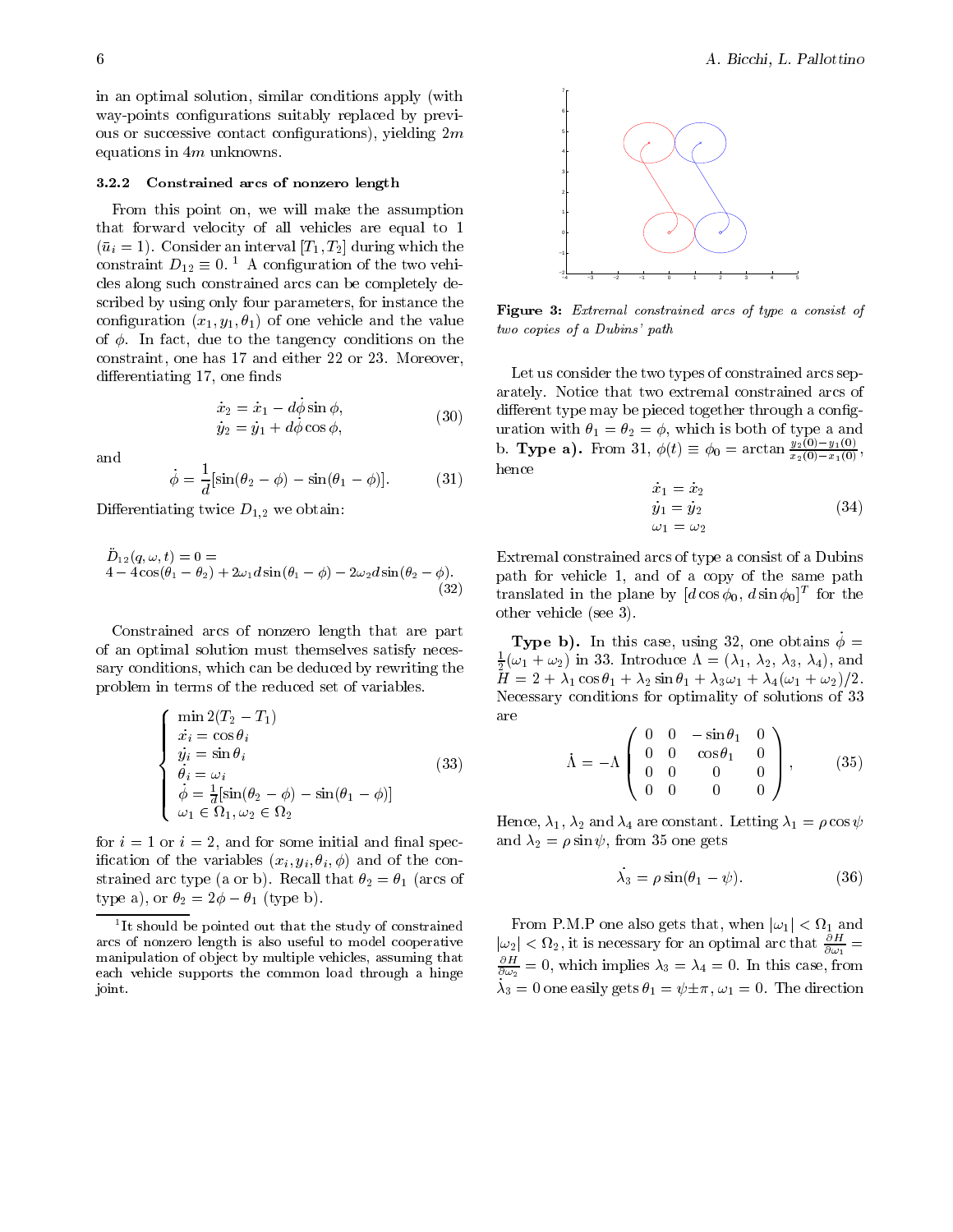in an optimal solution, similar conditions apply (with way-points configurations suitably replaced by previous or successive contact configurations), yielding $2m$ equations in $4m$ unknowns.

### 3.2.2 Constrained arcs of nonzero length

From this point on, we will make the assumption that forward velocity of all vehicles are equal to 1 ($\bar{u}_i = 1$). Consider an interval $[T_1, T_2]$ during which the constraint $D_{12} \equiv 0$. [1] A configuration of the two vehicles along such constrained arcs can be completely described by using only four parameters, for instance the configuration $(x_1, y_1, \theta_1)$ of one vehicle and the value of $\phi$. In fact, due to the tangency conditions on the constraint, one has 17 and either 22 or 23. Moreover, differentiating 17, one finds

$$\begin{array}{l} \dot{x}_2 = \dot{x}_1 - d\dot{\phi}\sin\phi, \\ \dot{y}_2 = \dot{y}_1 + d\dot{\phi}\cos\phi, \end{array} \tag{30}$$

and

$$\dot{\phi} = \frac{1}{d}[\sin(\theta_2 - \phi) - \sin(\theta_1 - \phi)]. \tag{31}$$

Differentiating twice $D_{1,2}$ we obtain:

$$\begin{array}{l} \ddot{D}_{12}(q, \omega, t) = 0 = \\ 4 - 4\cos(\theta_1 - \theta_2) + 2\omega_1 d \sin(\theta_1 - \phi) - 2\omega_2 d \sin(\theta_2 - \phi). \end{array} \tag{32}$$

Constrained arcs of nonzero length that are part of an optimal solution must themselves satisfy necessary conditions, which can be deduced by rewriting the problem in terms of the reduced set of variables.

$$\left\{ \begin{array}{l} \min 2(T_2 - T_1) \\ \dot{x}_i = \cos\theta_i \\ \dot{y}_i = \sin\theta_i \\ \dot{\theta}_i = \omega_i \\ \dot{\phi} = \frac{1}{d}[\sin(\theta_2 - \phi) - \sin(\theta_1 - \phi)] \\ \omega_1 \in \Omega_1, \omega_2 \in \Omega_2 \end{array} \right. \tag{33}$$

for $i = 1$ or $i = 2$, and for some initial and final specification of the variables $(x_i, y_i, \theta_i, \phi)$ and of the constrained arc type (a or b). Recall that $\theta_2 = \theta_1$ (arcs of type a), or $\theta_2 = 2\phi - \theta_1$ (type b).

[1] It should be pointed out that the study of constrained arcs of nonzero length is also useful to model cooperative manipulation of object by multiple vehicles, assuming that each vehicle supports the common load through a hinge joint.

Figure 3: *Extremal constrained arcs of type a consist of two copies of a Dubins' path*

Let us consider the two types of constrained arcs separately. Notice that two extremal constrained arcs of different type may be pieced together through a configuration with $\theta_1 = \theta_2 = \phi$, which is both of type a and b. **Type a).** From 31, $\phi(t) \equiv \phi_0 = \arctan\frac{y_2(0) - y_1(0)}{x_2(0) - x_1(0)}$, hence

$$\begin{array}{l} \dot{x}_1 = \dot{x}_2 \\ \dot{y}_1 = \dot{y}_2 \\ \omega_1 = \omega_2 \end{array} \tag{34}$$

Extremal constrained arcs of type a consist of a Dubins path for vehicle 1, and of a copy of the same path translated in the plane by $[d\cos\phi_0, \, d\sin\phi_0]^T$ for the other vehicle (see 3).

**Type b).** In this case, using 32, one obtains $\dot{\phi} = \frac{1}{2}(\omega_1 + \omega_2)$ in 33. Introduce $\Lambda = (\lambda_1, \lambda_2, \lambda_3, \lambda_4)$, and $H = 2 + \lambda_1 \cos\theta_1 + \lambda_2 \sin\theta_1 + \lambda_3 \omega_1 + \lambda_4(\omega_1 + \omega_2)/2$. Necessary conditions for optimality of solutions of 33 are

$$\dot{\Lambda} = -\Lambda \begin{pmatrix} 0 & 0 & -\sin\theta_1 & 0 \\ 0 & 0 & \cos\theta_1 & 0 \\ 0 & 0 & 0 & 0 \\ 0 & 0 & 0 & 0 \end{pmatrix}, \tag{35}$$

Hence, $\lambda_1$, $\lambda_2$ and $\lambda_4$ are constant. Letting $\lambda_1 = \rho\cos\psi$ and $\lambda_2 = \rho\sin\psi$, from 35 one gets

$$\dot{\lambda}_3 = \rho\sin(\theta_1 - \psi). \tag{36}$$

From P.M.P one also gets that, when $|\omega_1| < \Omega_1$ and $|\omega_2| < \Omega_2$, it is necessary for an optimal arc that $\frac{\partial H}{\partial \omega_1} = \frac{\partial H}{\partial \omega_2} = 0$, which implies $\lambda_3 = \lambda_4 = 0$. In this case, from $\dot{\lambda}_3 = 0$ one easily gets $\theta_1 = \psi \pm \pi$, $\omega_1 = 0$. The direction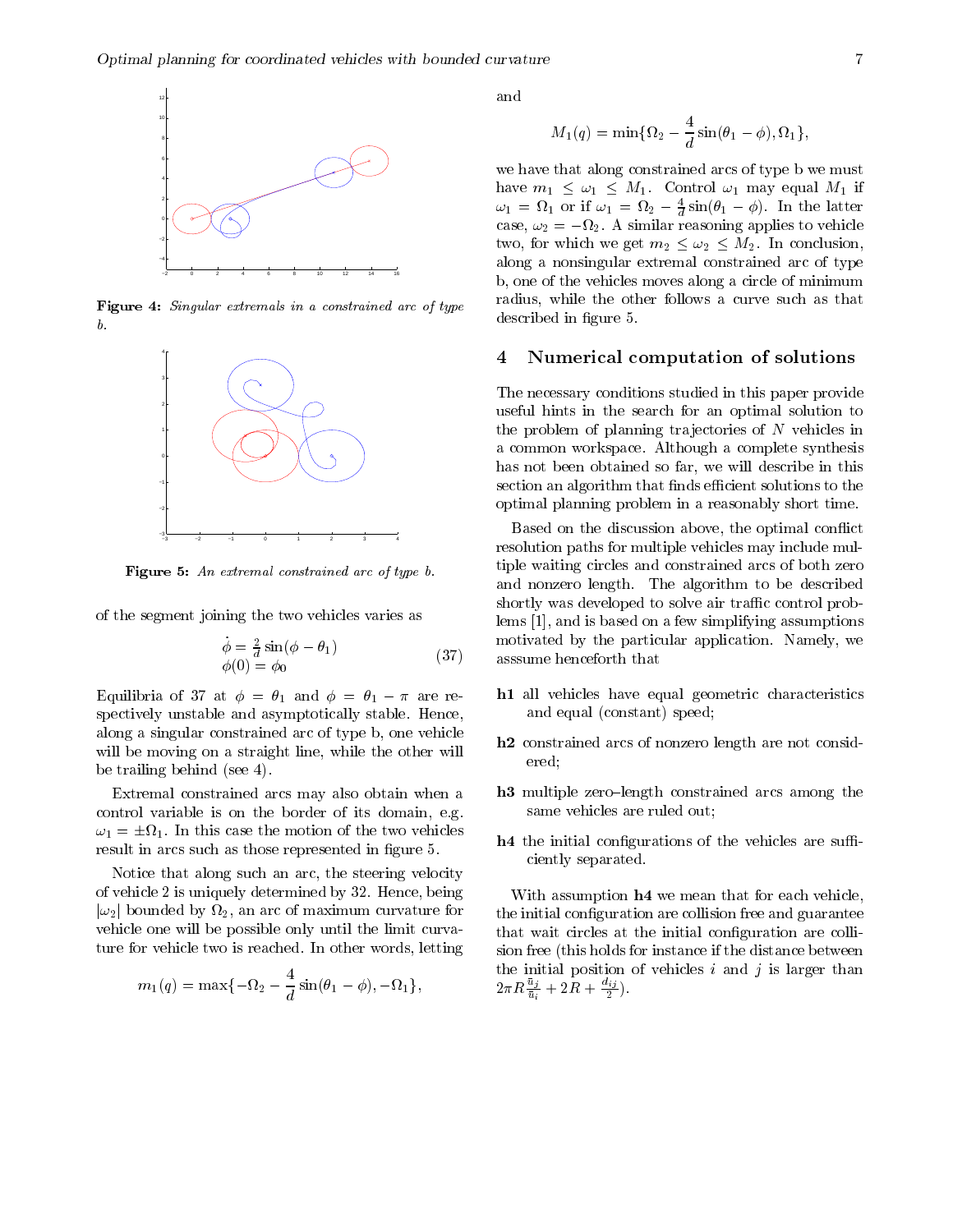**Figure 4:** *Singular extremals in a constrained arc of type b.*

**Figure 5:** *An extremal constrained arc of type b.*

of the segment joining the two vehicles varies as

$$
\begin{aligned}
\dot{\phi} &= \tfrac{2}{d}\sin(\phi - \theta_1) \\
\phi(0) &= \phi_0
\end{aligned}
\tag{37}
$$

Equilibria of 37 at $\phi = \theta_1$ and $\phi = \theta_1 - \pi$ are respectively unstable and asymptotically stable. Hence, along a singular constrained arc of type b, one vehicle will be moving on a straight line, while the other will be trailing behind (see 4).

Extremal constrained arcs may also obtain when a control variable is on the border of its domain, e.g. $\omega_1 = \pm\Omega_1$. In this case the motion of the two vehicles result in arcs such as those represented in figure 5.

Notice that along such an arc, the steering velocity of vehicle 2 is uniquely determined by 32. Hence, being $|\omega_2|$ bounded by $\Omega_2$, an arc of maximum curvature for vehicle one will be possible only until the limit curvature for vehicle two is reached. In other words, letting

$$
m_1(q) = \max\{-\Omega_2 - \frac{4}{d}\sin(\theta_1 - \phi), -\Omega_1\},
$$

and

$$
M_1(q) = \min\{\Omega_2 - \frac{4}{d}\sin(\theta_1 - \phi), \Omega_1\},
$$

we have that along constrained arcs of type b we must have $m_1 \le \omega_1 \le M_1$. Control $\omega_1$ may equal $M_1$ if $\omega_1 = \Omega_1$ or if $\omega_1 = \Omega_2 - \frac{4}{d}\sin(\theta_1 - \phi)$. In the latter case, $\omega_2 = -\Omega_2$. A similar reasoning applies to vehicle two, for which we get $m_2 \le \omega_2 \le M_2$. In conclusion, along a nonsingular extremal constrained arc of type b, one of the vehicles moves along a circle of minimum radius, while the other follows a curve such as that described in figure 5.

## 4 Numerical computation of solutions

The necessary conditions studied in this paper provide useful hints in the search for an optimal solution to the problem of planning trajectories of $N$ vehicles in a common workspace. Although a complete synthesis has not been obtained so far, we will describe in this section an algorithm that finds efficient solutions to the optimal planning problem in a reasonably short time.

Based on the discussion above, the optimal conflict resolution paths for multiple vehicles may include multiple waiting circles and constrained arcs of both zero and nonzero length. The algorithm to be described shortly was developed to solve air traffic control problems [1], and is based on a few simplifying assumptions motivated by the particular application. Namely, we asssume henceforth that

- **h1** all vehicles have equal geometric characteristics and equal (constant) speed;
- **h2** constrained arcs of nonzero length are not considered;
- **h3** multiple zero–length constrained arcs among the same vehicles are ruled out;
- **h4** the initial configurations of the vehicles are sufficiently separated.

With assumption **h4** we mean that for each vehicle, the initial configuration are collision free and guarantee that wait circles at the initial configuration are collision free (this holds for instance if the distance between the initial position of vehicles $i$ and $j$ is larger than $2\pi R\frac{\bar{u}_j}{\bar{u}_i} + 2R + \frac{d_{ij}}{2}$).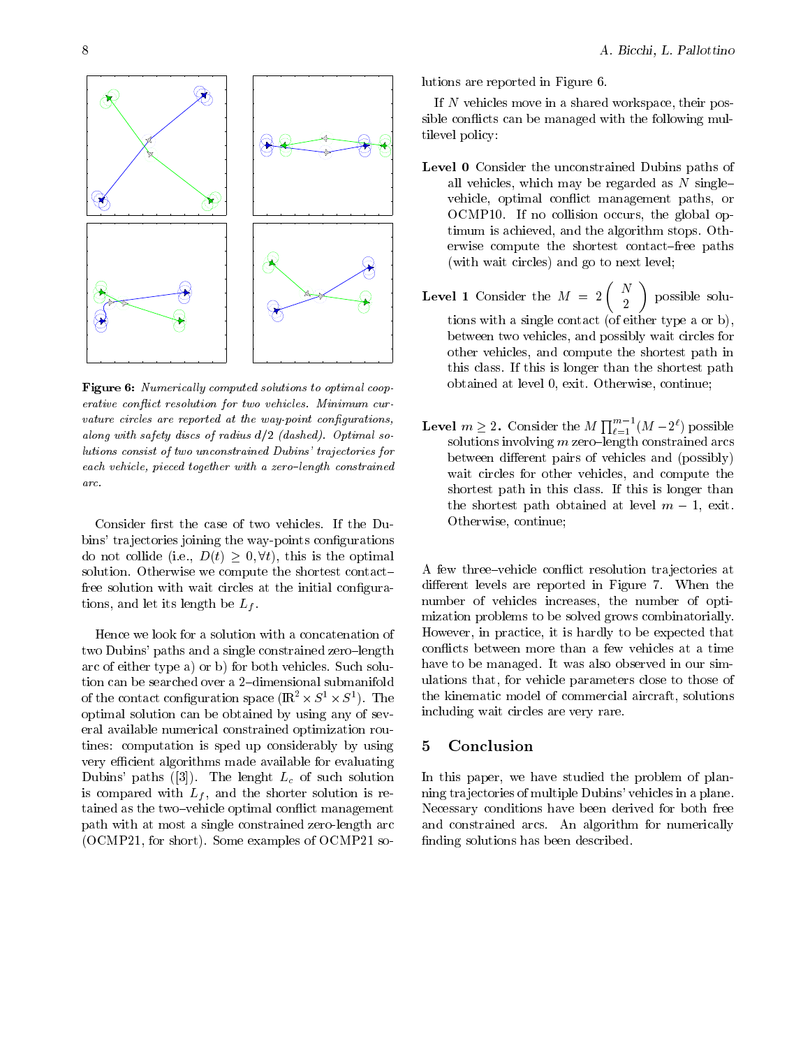**Figure 6:** *Numerically computed solutions to optimal cooperative conflict resolution for two vehicles. Minimum curvature circles are reported at the way-point configurations, along with safety discs of radius $d/2$ (dashed). Optimal solutions consist of two unconstrained Dubins' trajectories for each vehicle, pieced together with a zero–length constrained arc.*

Consider first the case of two vehicles. If the Dubins' trajectories joining the way-points configurations do not collide (i.e., $D(t) \geq 0, \forall t$), this is the optimal solution. Otherwise we compute the shortest contact–free solution with wait circles at the initial configurations, and let its length be $L_f$.

Hence we look for a solution with a concatenation of two Dubins' paths and a single constrained zero–length arc of either type a) or b) for both vehicles. Such solution can be searched over a 2–dimensional submanifold of the contact configuration space ($\mathbb{R}^2 \times S^1 \times S^1$). The optimal solution can be obtained by using any of several available numerical constrained optimization routines: computation is sped up considerably by using very efficient algorithms made available for evaluating Dubins' paths ([3]). The lenght $L_c$ of such solution is compared with $L_f$, and the shorter solution is retained as the two–vehicle optimal conflict management path with at most a single constrained zero-length arc (OCMP21, for short). Some examples of OCMP21 solutions are reported in Figure 6.

If $N$ vehicles move in a shared workspace, their possible conflicts can be managed with the following multilevel policy:

**Level 0** Consider the unconstrained Dubins paths of all vehicles, which may be regarded as $N$ single–vehicle, optimal conflict management paths, or OCMP10. If no collision occurs, the global optimum is achieved, and the algorithm stops. Otherwise compute the shortest contact–free paths (with wait circles) and go to next level;

**Level 1** Consider the $M = 2\begin{pmatrix} N \\ 2 \end{pmatrix}$ possible solutions with a single contact (of either type a or b), between two vehicles, and possibly wait circles for other vehicles, and compute the shortest path in this class. If this is longer than the shortest path obtained at level 0, exit. Otherwise, continue;

**Level $m \geq 2$.** Consider the $M \prod_{\ell=1}^{m-1}(M - 2^{\ell})$ possible solutions involving $m$ zero–length constrained arcs between different pairs of vehicles and (possibly) wait circles for other vehicles, and compute the shortest path in this class. If this is longer than the shortest path obtained at level $m-1$, exit. Otherwise, continue;

A few three–vehicle conflict resolution trajectories at different levels are reported in Figure 7. When the number of vehicles increases, the number of optimization problems to be solved grows combinatorially. However, in practice, it is hardly to be expected that conflicts between more than a few vehicles at a time have to be managed. It was also observed in our simulations that, for vehicle parameters close to those of the kinematic model of commercial aircraft, solutions including wait circles are very rare.

## 5 Conclusion

In this paper, we have studied the problem of planning trajectories of multiple Dubins' vehicles in a plane. Necessary conditions have been derived for both free and constrained arcs. An algorithm for numerically finding solutions has been described.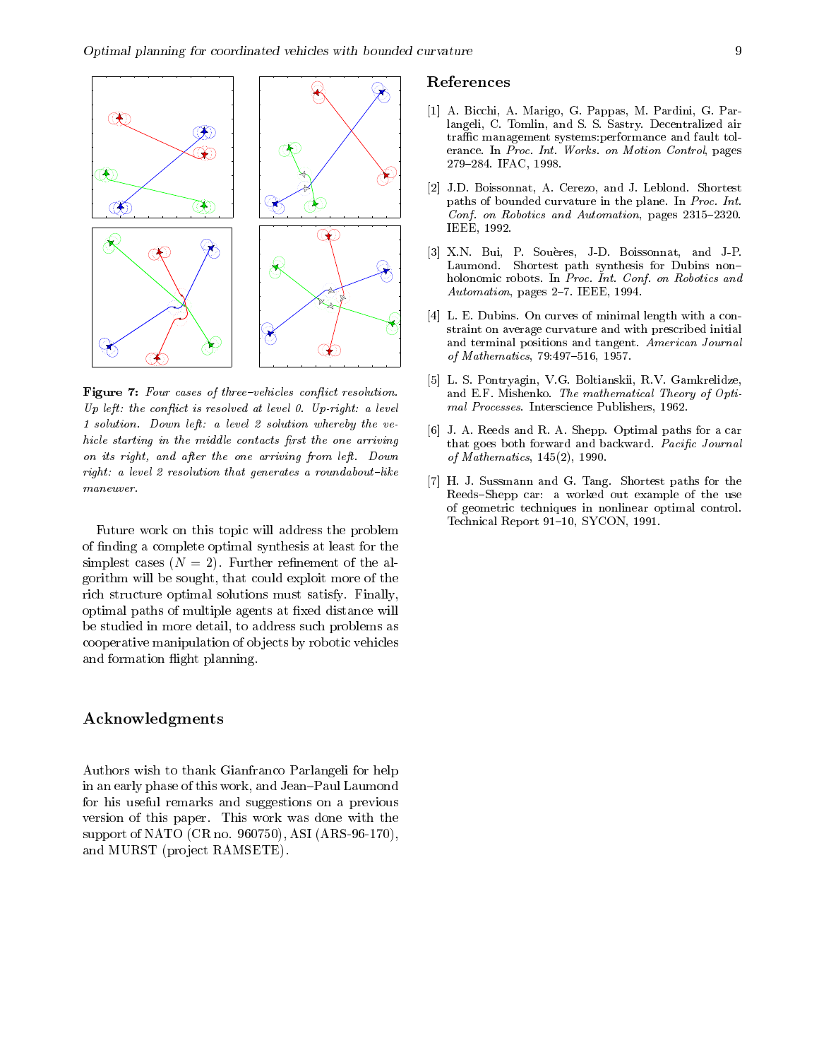**Figure 7:** *Four cases of three–vehicles conflict resolution. Up left: the conflict is resolved at level 0. Up-right: a level 1 solution. Down left: a level 2 solution whereby the vehicle starting in the middle contacts first the one arriving on its right, and after the one arriving from left. Down right: a level 2 resolution that generates a roundabout–like maneuver.*

Future work on this topic will address the problem of finding a complete optimal synthesis at least for the simplest cases ($N = 2$). Further refinement of the algorithm will be sought, that could exploit more of the rich structure optimal solutions must satisfy. Finally, optimal paths of multiple agents at fixed distance will be studied in more detail, to address such problems as cooperative manipulation of objects by robotic vehicles and formation flight planning.

## Acknowledgments

Authors wish to thank Gianfranco Parlangeli for help in an early phase of this work, and Jean–Paul Laumond for his useful remarks and suggestions on a previous version of this paper. This work was done with the support of NATO (CR no. 960750), ASI (ARS-96-170), and MURST (project RAMSETE).

## References

[1] A. Bicchi, A. Marigo, G. Pappas, M. Pardini, G. Parlangeli, C. Tomlin, and S. S. Sastry. Decentralized air traffic management systems:performance and fault tolerance. In *Proc. Int. Works. on Motion Control*, pages 279–284. IFAC, 1998.

[2] J.D. Boissonnat, A. Cerezo, and J. Leblond. Shortest paths of bounded curvature in the plane. In *Proc. Int. Conf. on Robotics and Automation*, pages 2315–2320. IEEE, 1992.

[3] X.N. Bui, P. Souères, J-D. Boissonnat, and J-P. Laumond. Shortest path synthesis for Dubins non–holonomic robots. In *Proc. Int. Conf. on Robotics and Automation*, pages 2–7. IEEE, 1994.

[4] L. E. Dubins. On curves of minimal length with a constraint on average curvature and with prescribed initial and terminal positions and tangent. *American Journal of Mathematics*, 79:497–516, 1957.

[5] L. S. Pontryagin, V.G. Boltianskii, R.V. Gamkrelidze, and E.F. Mishenko. *The mathematical Theory of Optimal Processes*. Interscience Publishers, 1962.

[6] J. A. Reeds and R. A. Shepp. Optimal paths for a car that goes both forward and backward. *Pacific Journal of Mathematics*, 145(2), 1990.

[7] H. J. Sussmann and G. Tang. Shortest paths for the Reeds–Shepp car: a worked out example of the use of geometric techniques in nonlinear optimal control. Technical Report 91–10, SYCON, 1991.